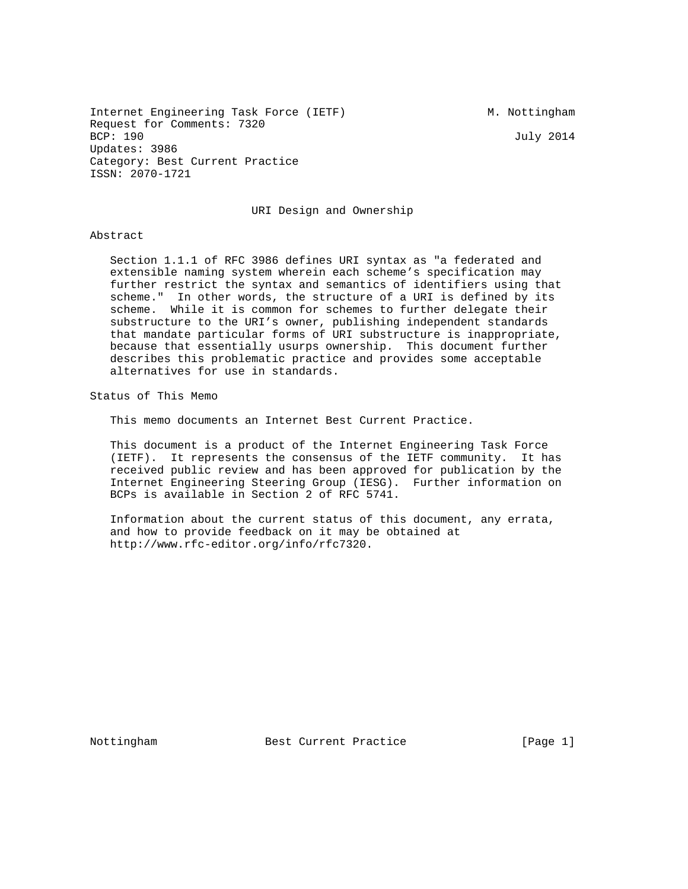Internet Engineering Task Force (IETF) M. Nottingham
Request for Comments: 7320
BCP: 190 July 2014
Updates: 3986
Category: Best Current Practice
ISSN: 2070-1721

# URI Design and Ownership

## Abstract

Section 1.1.1 of RFC 3986 defines URI syntax as "a federated and extensible naming system wherein each scheme's specification may further restrict the syntax and semantics of identifiers using that scheme." In other words, the structure of a URI is defined by its scheme. While it is common for schemes to further delegate their substructure to the URI's owner, publishing independent standards that mandate particular forms of URI substructure is inappropriate, because that essentially usurps ownership. This document further describes this problematic practice and provides some acceptable alternatives for use in standards.

## Status of This Memo

This memo documents an Internet Best Current Practice.

This document is a product of the Internet Engineering Task Force (IETF). It represents the consensus of the IETF community. It has received public review and has been approved for publication by the Internet Engineering Steering Group (IESG). Further information on BCPs is available in Section 2 of RFC 5741.

Information about the current status of this document, any errata, and how to provide feedback on it may be obtained at http://www.rfc-editor.org/info/rfc7320.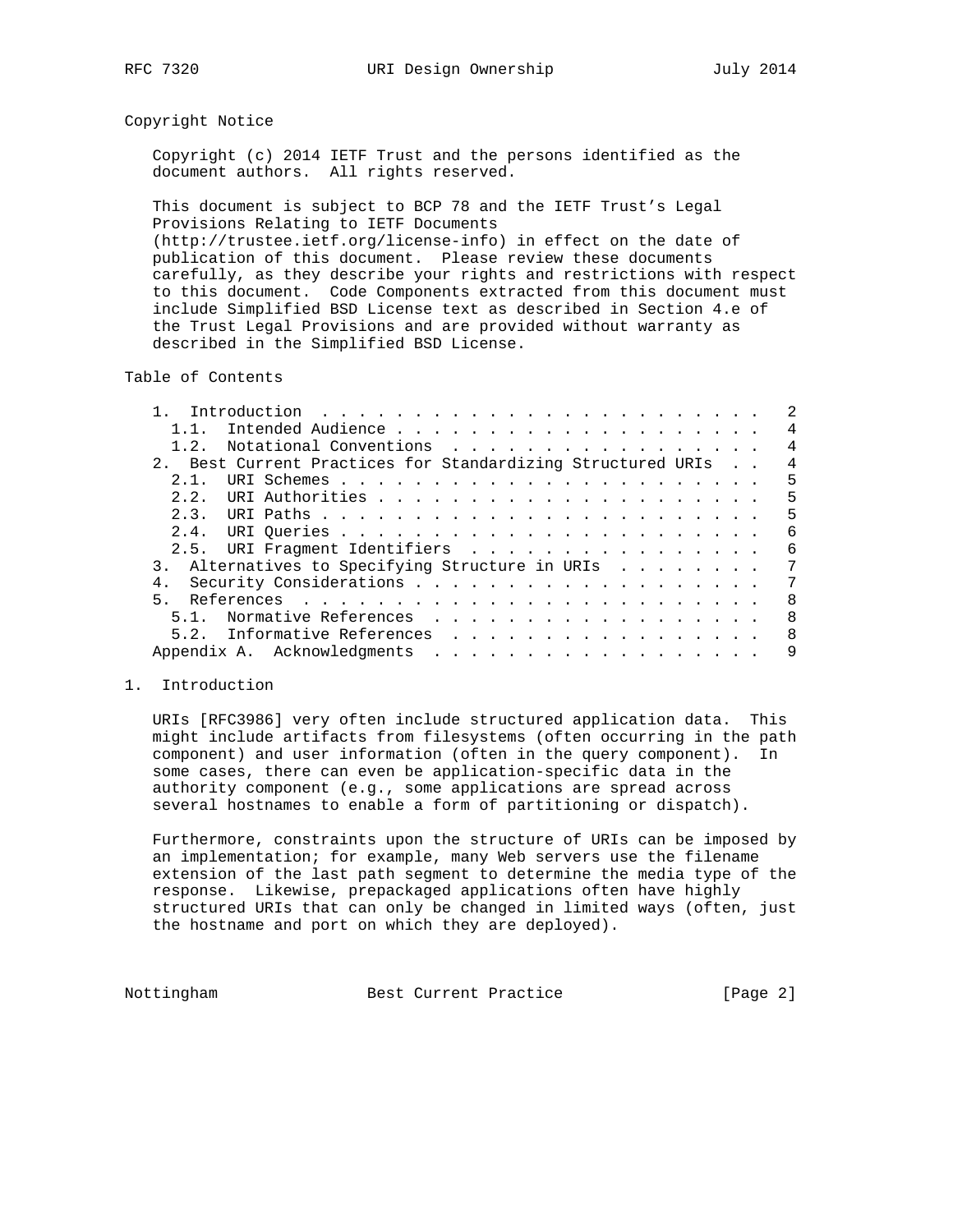## Copyright Notice

Copyright (c) 2014 IETF Trust and the persons identified as the document authors. All rights reserved.

This document is subject to BCP 78 and the IETF Trust's Legal Provisions Relating to IETF Documents (http://trustee.ietf.org/license-info) in effect on the date of publication of this document. Please review these documents carefully, as they describe your rights and restrictions with respect to this document. Code Components extracted from this document must include Simplified BSD License text as described in Section 4.e of the Trust Legal Provisions and are provided without warranty as described in the Simplified BSD License.

## Table of Contents

```
   1.  Introduction . . . . . . . . . . . . . . . . . . . . . . . .   2
     1.1.  Intended Audience . . . . . . . . . . . . . . . . . . . .   4
     1.2.  Notational Conventions  . . . . . . . . . . . . . . . . .   4
   2.  Best Current Practices for Standardizing Structured URIs  . .   4
     2.1.  URI Schemes . . . . . . . . . . . . . . . . . . . . . . .   5
     2.2.  URI Authorities . . . . . . . . . . . . . . . . . . . . .   5
     2.3.  URI Paths . . . . . . . . . . . . . . . . . . . . . . . .   5
     2.4.  URI Queries . . . . . . . . . . . . . . . . . . . . . . .   6
     2.5.  URI Fragment Identifiers  . . . . . . . . . . . . . . . .   6
   3.  Alternatives to Specifying Structure in URIs  . . . . . . . .   7
   4.  Security Considerations . . . . . . . . . . . . . . . . . . .   7
   5.  References  . . . . . . . . . . . . . . . . . . . . . . . . .   8
     5.1.  Normative References  . . . . . . . . . . . . . . . . . .   8
     5.2.  Informative References  . . . . . . . . . . . . . . . . .   8
   Appendix A.  Acknowledgments  . . . . . . . . . . . . . . . . . .   9
```

## 1. Introduction

URIs [RFC3986] very often include structured application data. This might include artifacts from filesystems (often occurring in the path component) and user information (often in the query component). In some cases, there can even be application-specific data in the authority component (e.g., some applications are spread across several hostnames to enable a form of partitioning or dispatch).

Furthermore, constraints upon the structure of URIs can be imposed by an implementation; for example, many Web servers use the filename extension of the last path segment to determine the media type of the response. Likewise, prepackaged applications often have highly structured URIs that can only be changed in limited ways (often, just the hostname and port on which they are deployed).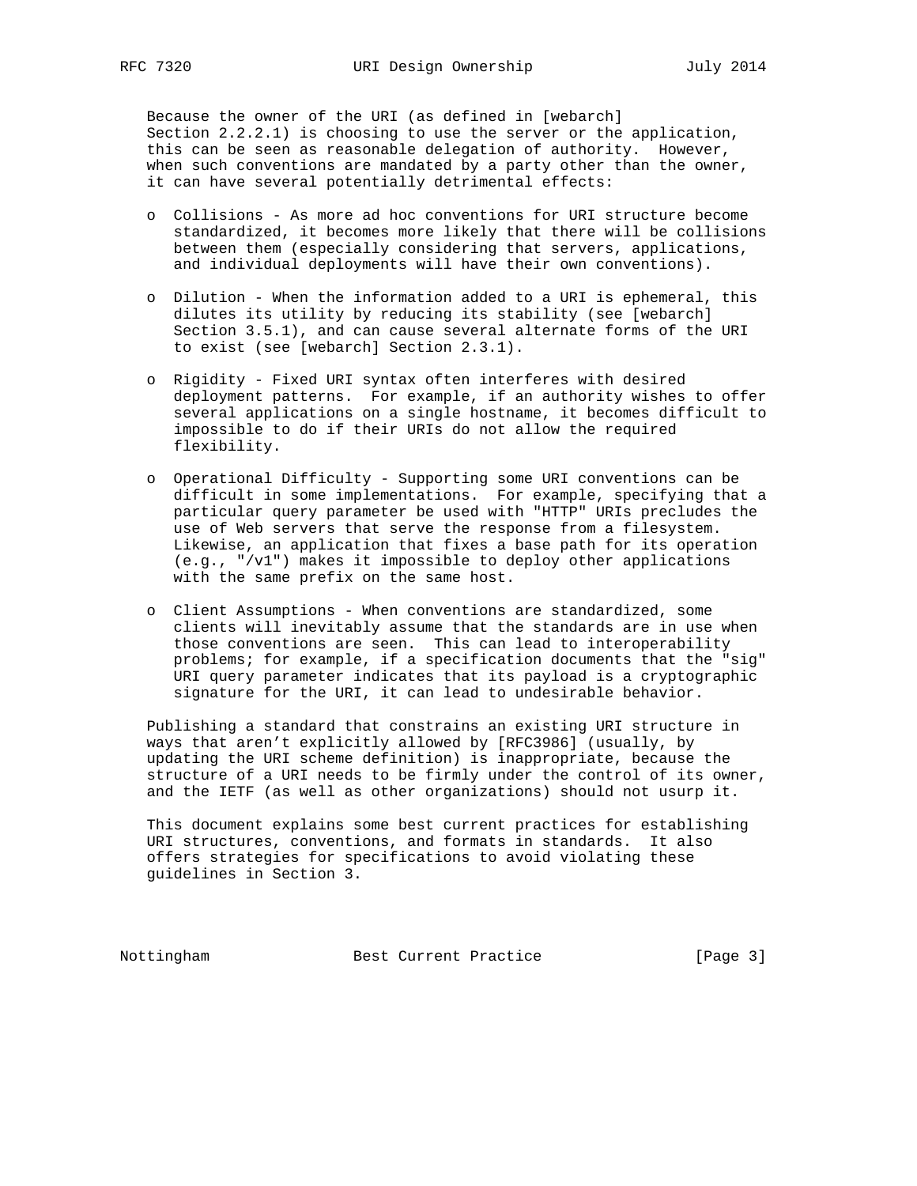Because the owner of the URI (as defined in [webarch] Section 2.2.2.1) is choosing to use the server or the application, this can be seen as reasonable delegation of authority. However, when such conventions are mandated by a party other than the owner, it can have several potentially detrimental effects:

- Collisions - As more ad hoc conventions for URI structure become standardized, it becomes more likely that there will be collisions between them (especially considering that servers, applications, and individual deployments will have their own conventions).

- Dilution - When the information added to a URI is ephemeral, this dilutes its utility by reducing its stability (see [webarch] Section 3.5.1), and can cause several alternate forms of the URI to exist (see [webarch] Section 2.3.1).

- Rigidity - Fixed URI syntax often interferes with desired deployment patterns. For example, if an authority wishes to offer several applications on a single hostname, it becomes difficult to impossible to do if their URIs do not allow the required flexibility.

- Operational Difficulty - Supporting some URI conventions can be difficult in some implementations. For example, specifying that a particular query parameter be used with "HTTP" URIs precludes the use of Web servers that serve the response from a filesystem. Likewise, an application that fixes a base path for its operation (e.g., "/v1") makes it impossible to deploy other applications with the same prefix on the same host.

- Client Assumptions - When conventions are standardized, some clients will inevitably assume that the standards are in use when those conventions are seen. This can lead to interoperability problems; for example, if a specification documents that the "sig" URI query parameter indicates that its payload is a cryptographic signature for the URI, it can lead to undesirable behavior.

Publishing a standard that constrains an existing URI structure in ways that aren't explicitly allowed by [RFC3986] (usually, by updating the URI scheme definition) is inappropriate, because the structure of a URI needs to be firmly under the control of its owner, and the IETF (as well as other organizations) should not usurp it.

This document explains some best current practices for establishing URI structures, conventions, and formats in standards. It also offers strategies for specifications to avoid violating these guidelines in Section 3.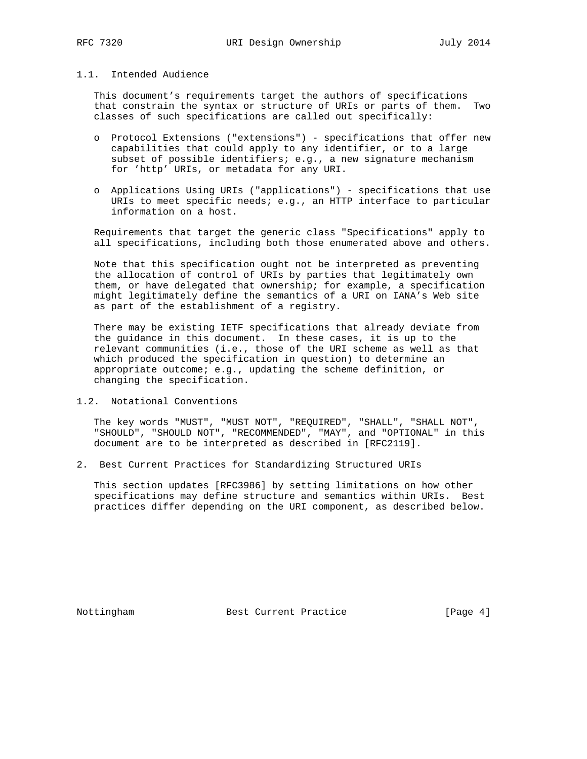### 1.1. Intended Audience

This document's requirements target the authors of specifications that constrain the syntax or structure of URIs or parts of them. Two classes of such specifications are called out specifically:

- Protocol Extensions ("extensions") - specifications that offer new capabilities that could apply to any identifier, or to a large subset of possible identifiers; e.g., a new signature mechanism for 'http' URIs, or metadata for any URI.

- Applications Using URIs ("applications") - specifications that use URIs to meet specific needs; e.g., an HTTP interface to particular information on a host.

Requirements that target the generic class "Specifications" apply to all specifications, including both those enumerated above and others.

Note that this specification ought not be interpreted as preventing the allocation of control of URIs by parties that legitimately own them, or have delegated that ownership; for example, a specification might legitimately define the semantics of a URI on IANA's Web site as part of the establishment of a registry.

There may be existing IETF specifications that already deviate from the guidance in this document. In these cases, it is up to the relevant communities (i.e., those of the URI scheme as well as that which produced the specification in question) to determine an appropriate outcome; e.g., updating the scheme definition, or changing the specification.

### 1.2. Notational Conventions

The key words "MUST", "MUST NOT", "REQUIRED", "SHALL", "SHALL NOT", "SHOULD", "SHOULD NOT", "RECOMMENDED", "MAY", and "OPTIONAL" in this document are to be interpreted as described in [RFC2119].

## 2. Best Current Practices for Standardizing Structured URIs

This section updates [RFC3986] by setting limitations on how other specifications may define structure and semantics within URIs. Best practices differ depending on the URI component, as described below.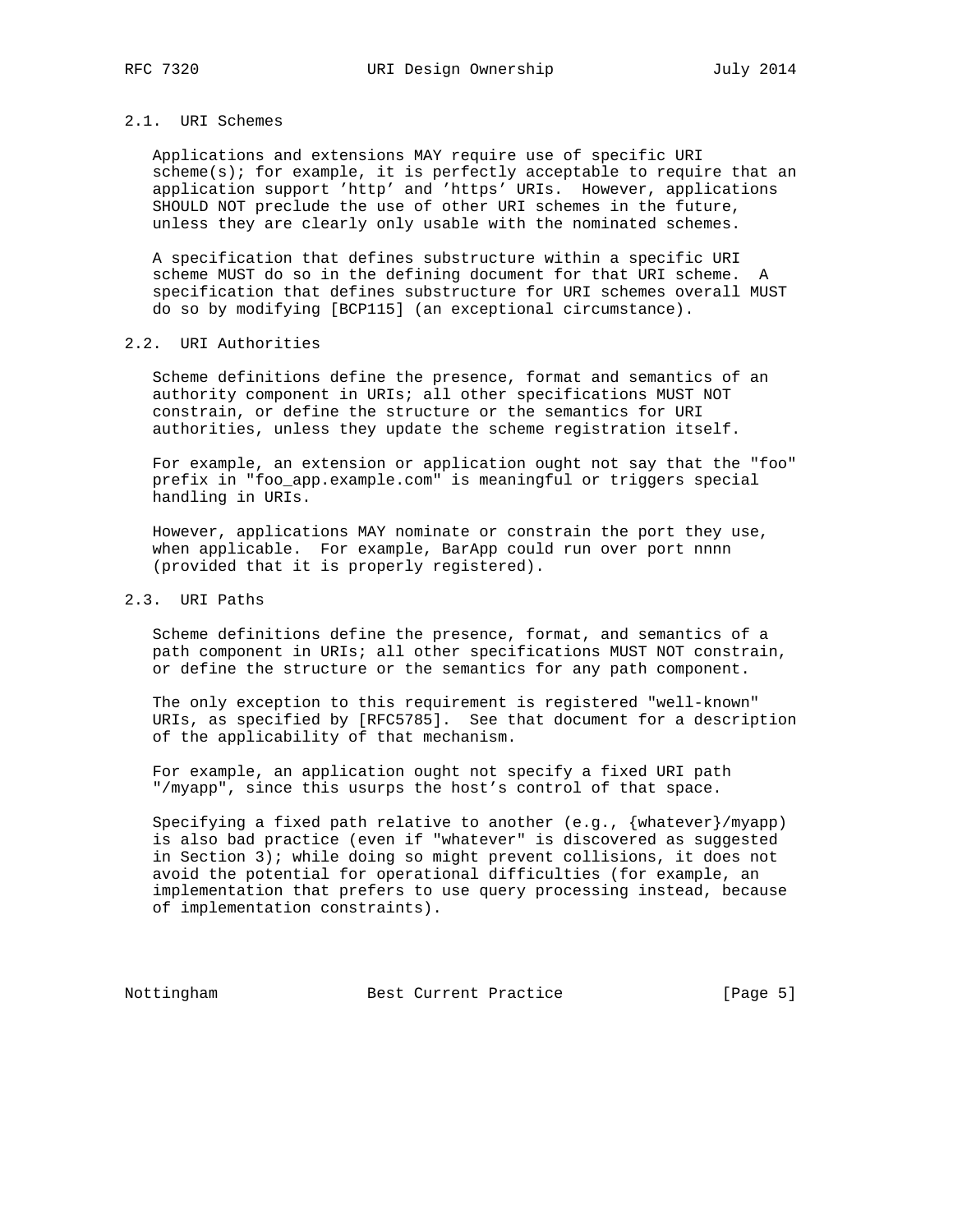### 2.1. URI Schemes

Applications and extensions MAY require use of specific URI scheme(s); for example, it is perfectly acceptable to require that an application support 'http' and 'https' URIs. However, applications SHOULD NOT preclude the use of other URI schemes in the future, unless they are clearly only usable with the nominated schemes.

A specification that defines substructure within a specific URI scheme MUST do so in the defining document for that URI scheme. A specification that defines substructure for URI schemes overall MUST do so by modifying [BCP115] (an exceptional circumstance).

### 2.2. URI Authorities

Scheme definitions define the presence, format and semantics of an authority component in URIs; all other specifications MUST NOT constrain, or define the structure or the semantics for URI authorities, unless they update the scheme registration itself.

For example, an extension or application ought not say that the "foo" prefix in "foo_app.example.com" is meaningful or triggers special handling in URIs.

However, applications MAY nominate or constrain the port they use, when applicable. For example, BarApp could run over port nnnn (provided that it is properly registered).

### 2.3. URI Paths

Scheme definitions define the presence, format, and semantics of a path component in URIs; all other specifications MUST NOT constrain, or define the structure or the semantics for any path component.

The only exception to this requirement is registered "well-known" URIs, as specified by [RFC5785]. See that document for a description of the applicability of that mechanism.

For example, an application ought not specify a fixed URI path "/myapp", since this usurps the host's control of that space.

Specifying a fixed path relative to another (e.g., {whatever}/myapp) is also bad practice (even if "whatever" is discovered as suggested in Section 3); while doing so might prevent collisions, it does not avoid the potential for operational difficulties (for example, an implementation that prefers to use query processing instead, because of implementation constraints).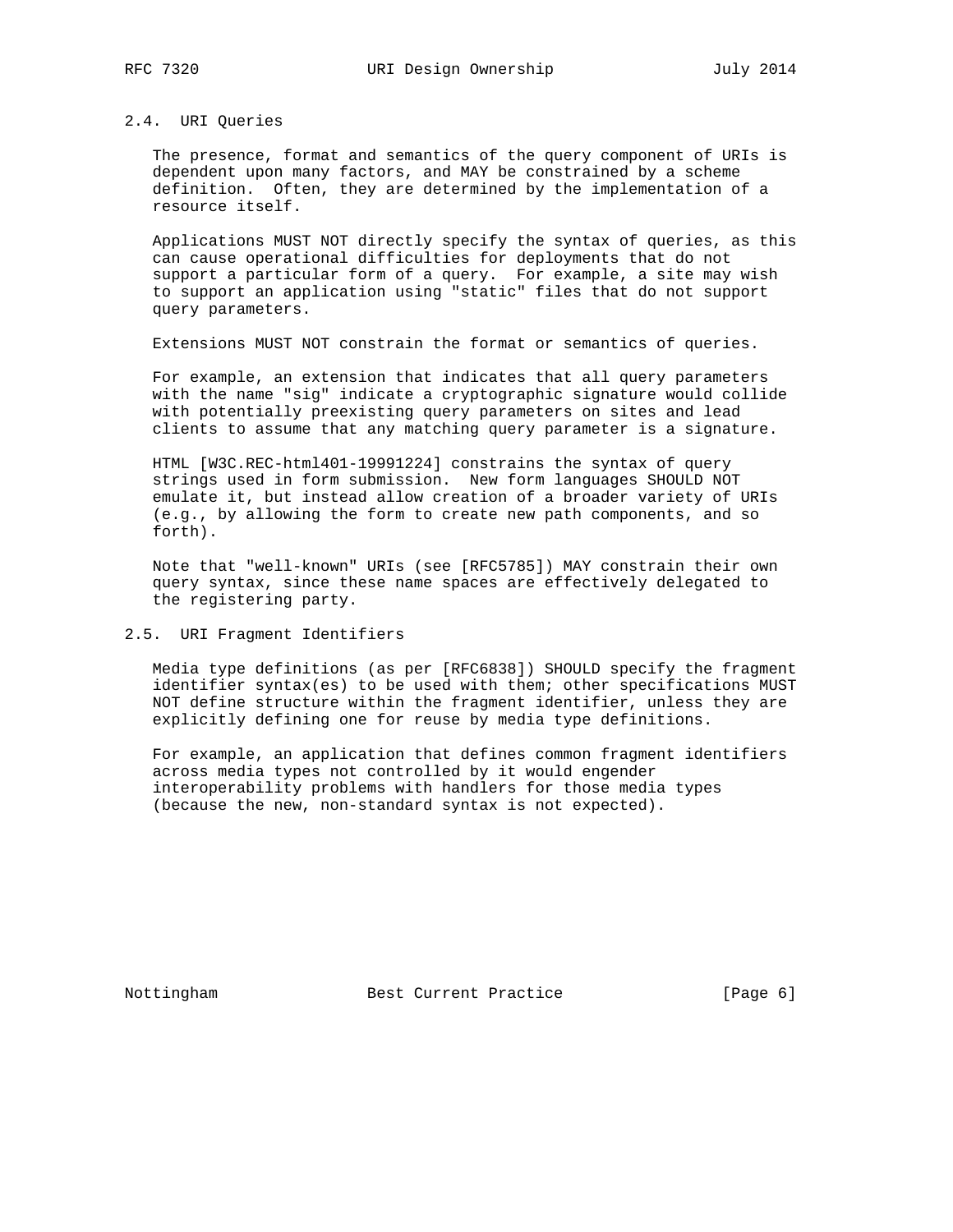### 2.4. URI Queries

The presence, format and semantics of the query component of URIs is dependent upon many factors, and MAY be constrained by a scheme definition. Often, they are determined by the implementation of a resource itself.

Applications MUST NOT directly specify the syntax of queries, as this can cause operational difficulties for deployments that do not support a particular form of a query. For example, a site may wish to support an application using "static" files that do not support query parameters.

Extensions MUST NOT constrain the format or semantics of queries.

For example, an extension that indicates that all query parameters with the name "sig" indicate a cryptographic signature would collide with potentially preexisting query parameters on sites and lead clients to assume that any matching query parameter is a signature.

HTML [W3C.REC-html401-19991224] constrains the syntax of query strings used in form submission. New form languages SHOULD NOT emulate it, but instead allow creation of a broader variety of URIs (e.g., by allowing the form to create new path components, and so forth).

Note that "well-known" URIs (see [RFC5785]) MAY constrain their own query syntax, since these name spaces are effectively delegated to the registering party.

### 2.5. URI Fragment Identifiers

Media type definitions (as per [RFC6838]) SHOULD specify the fragment identifier syntax(es) to be used with them; other specifications MUST NOT define structure within the fragment identifier, unless they are explicitly defining one for reuse by media type definitions.

For example, an application that defines common fragment identifiers across media types not controlled by it would engender interoperability problems with handlers for those media types (because the new, non-standard syntax is not expected).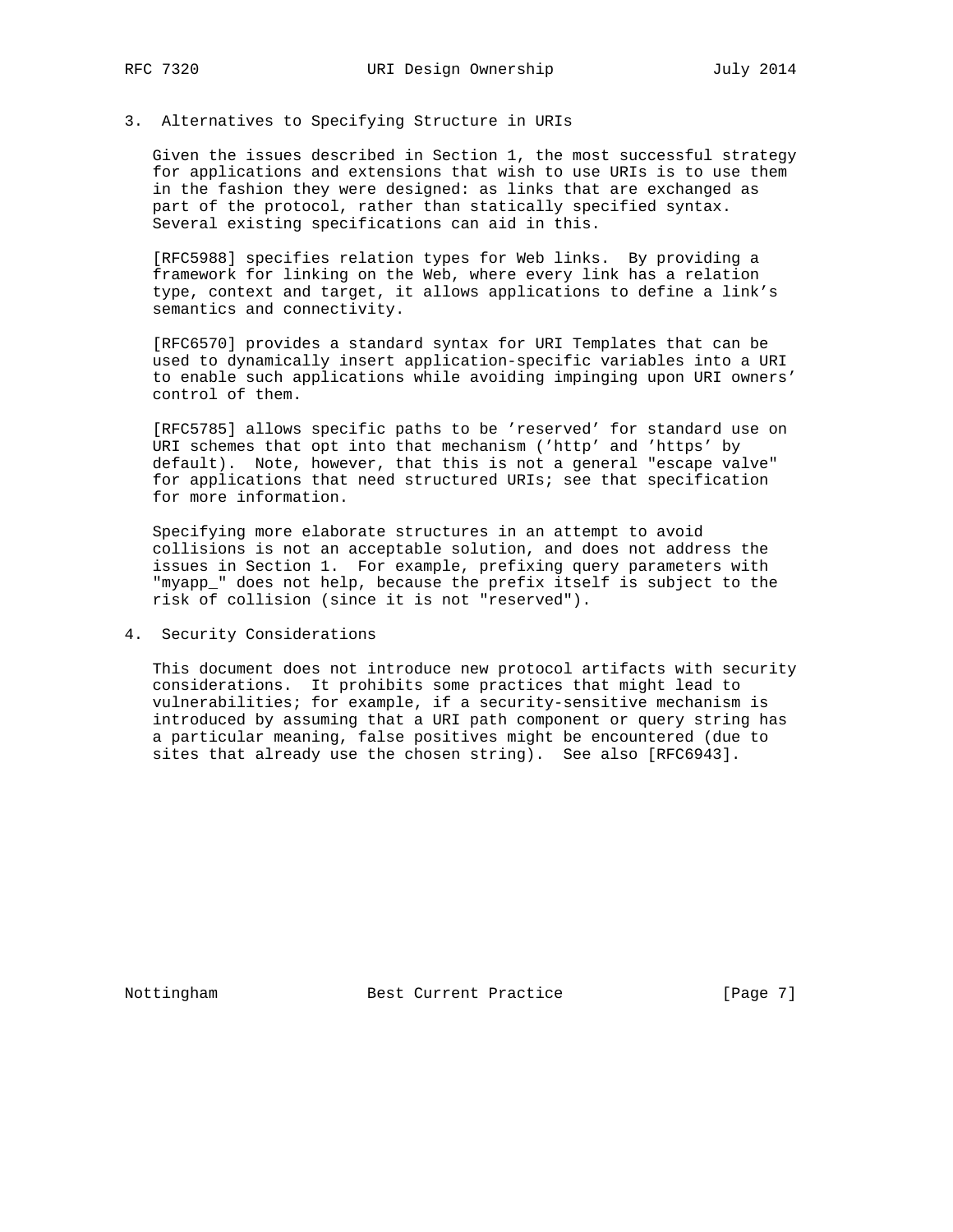## 3. Alternatives to Specifying Structure in URIs

Given the issues described in Section 1, the most successful strategy for applications and extensions that wish to use URIs is to use them in the fashion they were designed: as links that are exchanged as part of the protocol, rather than statically specified syntax. Several existing specifications can aid in this.

[RFC5988] specifies relation types for Web links. By providing a framework for linking on the Web, where every link has a relation type, context and target, it allows applications to define a link's semantics and connectivity.

[RFC6570] provides a standard syntax for URI Templates that can be used to dynamically insert application-specific variables into a URI to enable such applications while avoiding impinging upon URI owners' control of them.

[RFC5785] allows specific paths to be 'reserved' for standard use on URI schemes that opt into that mechanism ('http' and 'https' by default). Note, however, that this is not a general "escape valve" for applications that need structured URIs; see that specification for more information.

Specifying more elaborate structures in an attempt to avoid collisions is not an acceptable solution, and does not address the issues in Section 1. For example, prefixing query parameters with "myapp_" does not help, because the prefix itself is subject to the risk of collision (since it is not "reserved").

## 4. Security Considerations

This document does not introduce new protocol artifacts with security considerations. It prohibits some practices that might lead to vulnerabilities; for example, if a security-sensitive mechanism is introduced by assuming that a URI path component or query string has a particular meaning, false positives might be encountered (due to sites that already use the chosen string). See also [RFC6943].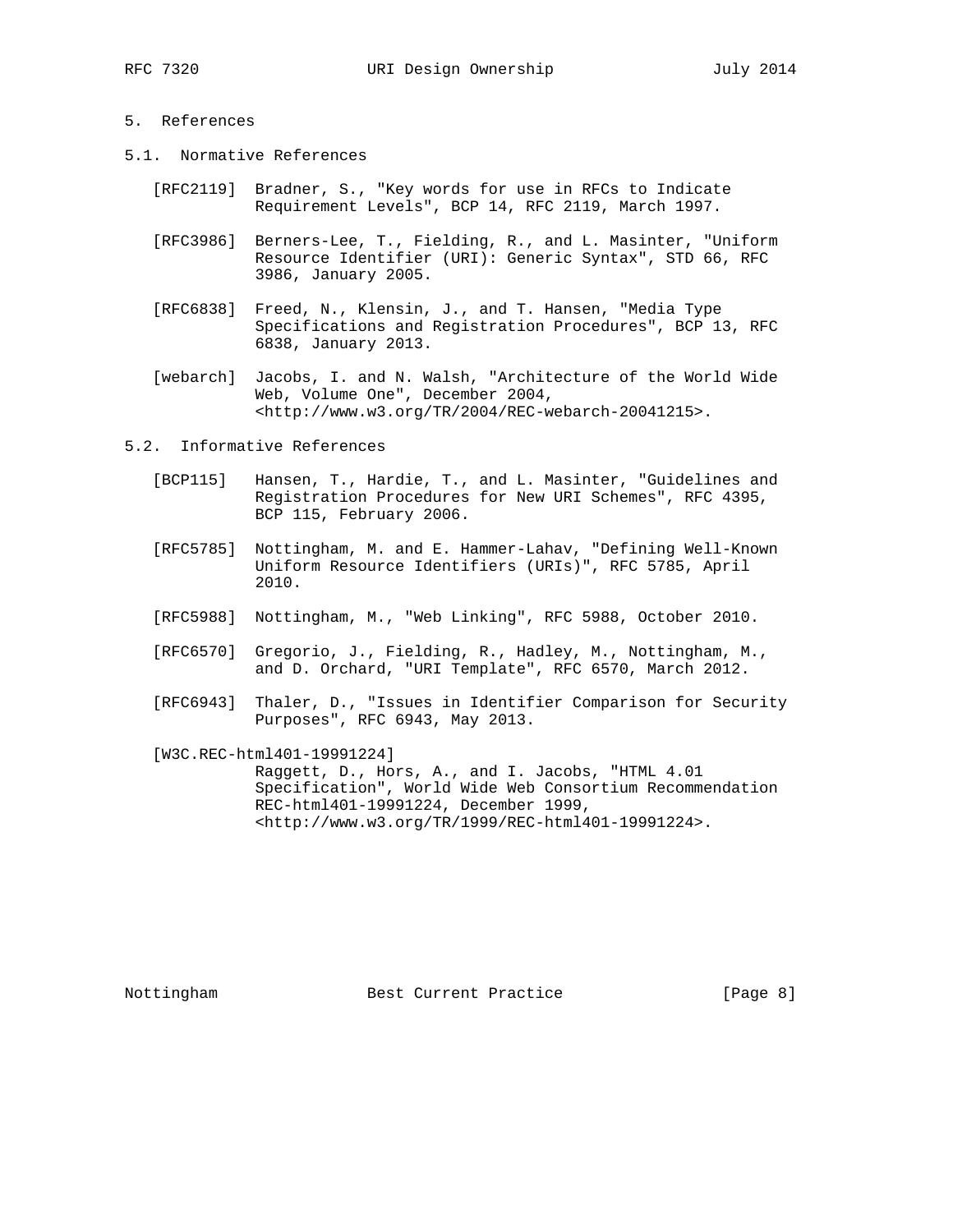## 5. References

### 5.1. Normative References

[RFC2119] Bradner, S., "Key words for use in RFCs to Indicate Requirement Levels", BCP 14, RFC 2119, March 1997.

[RFC3986] Berners-Lee, T., Fielding, R., and L. Masinter, "Uniform Resource Identifier (URI): Generic Syntax", STD 66, RFC 3986, January 2005.

[RFC6838] Freed, N., Klensin, J., and T. Hansen, "Media Type Specifications and Registration Procedures", BCP 13, RFC 6838, January 2013.

[webarch] Jacobs, I. and N. Walsh, "Architecture of the World Wide Web, Volume One", December 2004, <http://www.w3.org/TR/2004/REC-webarch-20041215>.

### 5.2. Informative References

[BCP115] Hansen, T., Hardie, T., and L. Masinter, "Guidelines and Registration Procedures for New URI Schemes", RFC 4395, BCP 115, February 2006.

[RFC5785] Nottingham, M. and E. Hammer-Lahav, "Defining Well-Known Uniform Resource Identifiers (URIs)", RFC 5785, April 2010.

[RFC5988] Nottingham, M., "Web Linking", RFC 5988, October 2010.

[RFC6570] Gregorio, J., Fielding, R., Hadley, M., Nottingham, M., and D. Orchard, "URI Template", RFC 6570, March 2012.

[RFC6943] Thaler, D., "Issues in Identifier Comparison for Security Purposes", RFC 6943, May 2013.

[W3C.REC-html401-19991224] Raggett, D., Hors, A., and I. Jacobs, "HTML 4.01 Specification", World Wide Web Consortium Recommendation REC-html401-19991224, December 1999, <http://www.w3.org/TR/1999/REC-html401-19991224>.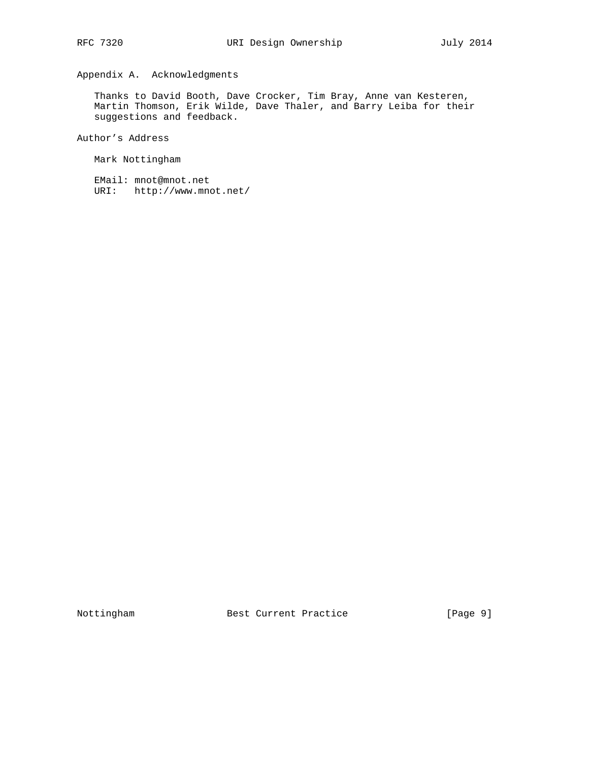## Appendix A. Acknowledgments

Thanks to David Booth, Dave Crocker, Tim Bray, Anne van Kesteren, Martin Thomson, Erik Wilde, Dave Thaler, and Barry Leiba for their suggestions and feedback.

## Author's Address

Mark Nottingham

EMail: mnot@mnot.net
URI: http://www.mnot.net/